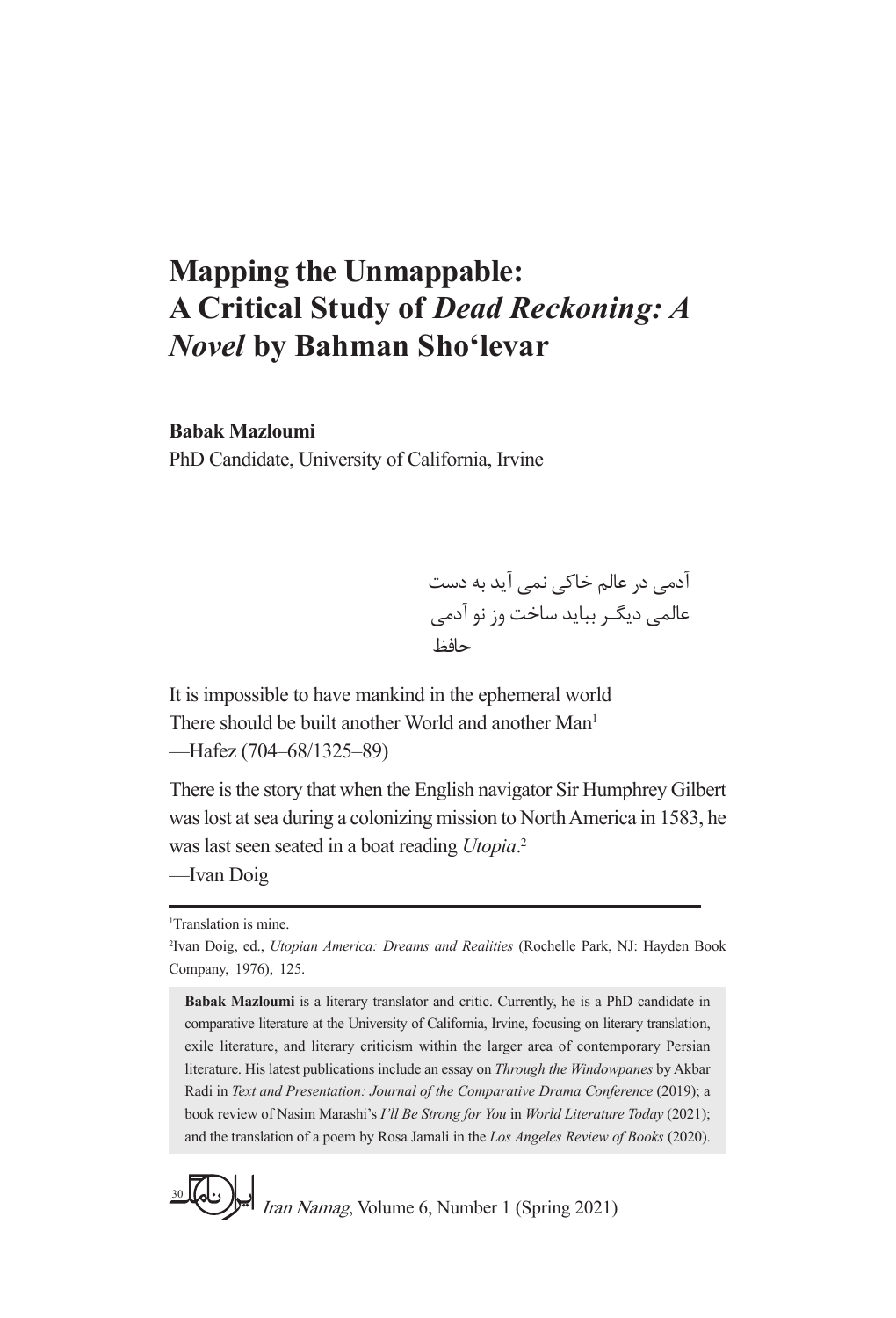# Mapping the Unmappable: A Critical Study of *Dead Reckoning: A Novel* by Bahman Sho'levar

**Babak Mazloumi**
PhD Candidate, University of California, Irvine

آدمی در عالم خاکی نمی آید به دست
عالمی دیگـر بباید ساخت وز نو آدمی
حافظ

It is impossible to have mankind in the ephemeral world
There should be built another World and another Man[1]
—Hafez (704–68/1325–89)

There is the story that when the English navigator Sir Humphrey Gilbert was lost at sea during a colonizing mission to North America in 1583, he was last seen seated in a boat reading *Utopia*.[2]
—Ivan Doig

---

[1]Translation is mine.

[2]Ivan Doig, ed., *Utopian America: Dreams and Realities* (Rochelle Park, NJ: Hayden Book Company, 1976), 125.

**Babak Mazloumi** is a literary translator and critic. Currently, he is a PhD candidate in comparative literature at the University of California, Irvine, focusing on literary translation, exile literature, and literary criticism within the larger area of contemporary Persian literature. His latest publications include an essay on *Through the Windowpanes* by Akbar Radi in *Text and Presentation: Journal of the Comparative Drama Conference* (2019); a book review of Nasim Marashi's *I'll Be Strong for You* in *World Literature Today* (2021); and the translation of a poem by Rosa Jamali in the *Los Angeles Review of Books* (2020).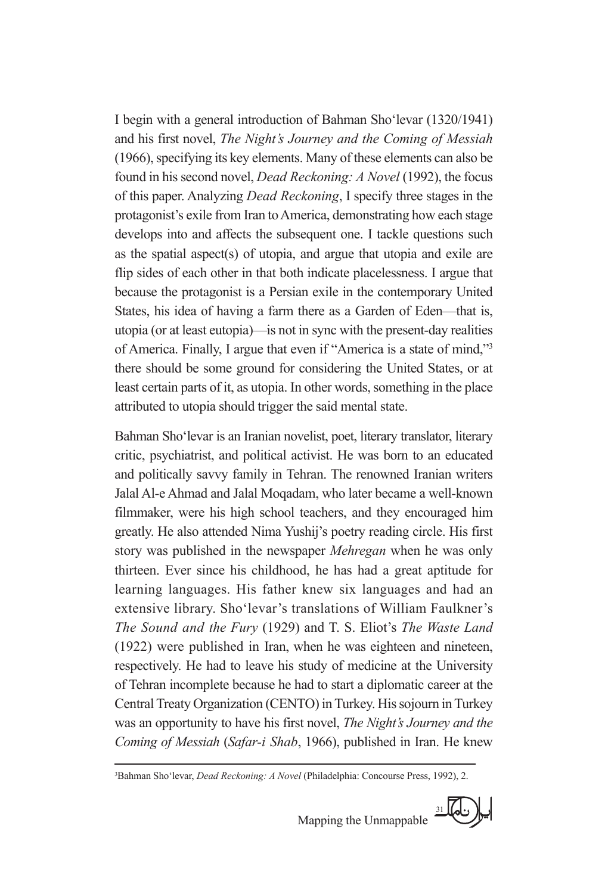I begin with a general introduction of Bahman Sho'levar (1320/1941) and his first novel, *The Night's Journey and the Coming of Messiah* (1966), specifying its key elements. Many of these elements can also be found in his second novel, *Dead Reckoning: A Novel* (1992), the focus of this paper. Analyzing *Dead Reckoning*, I specify three stages in the protagonist's exile from Iran to America, demonstrating how each stage develops into and affects the subsequent one. I tackle questions such as the spatial aspect(s) of utopia, and argue that utopia and exile are flip sides of each other in that both indicate placelessness. I argue that because the protagonist is a Persian exile in the contemporary United States, his idea of having a farm there as a Garden of Eden—that is, utopia (or at least eutopia)—is not in sync with the present-day realities of America. Finally, I argue that even if "America is a state of mind,"[3] there should be some ground for considering the United States, or at least certain parts of it, as utopia. In other words, something in the place attributed to utopia should trigger the said mental state.

Bahman Sho'levar is an Iranian novelist, poet, literary translator, literary critic, psychiatrist, and political activist. He was born to an educated and politically savvy family in Tehran. The renowned Iranian writers Jalal Al-e Ahmad and Jalal Moqadam, who later became a well-known filmmaker, were his high school teachers, and they encouraged him greatly. He also attended Nima Yushij's poetry reading circle. His first story was published in the newspaper *Mehregan* when he was only thirteen. Ever since his childhood, he has had a great aptitude for learning languages. His father knew six languages and had an extensive library. Sho'levar's translations of William Faulkner's *The Sound and the Fury* (1929) and T. S. Eliot's *The Waste Land* (1922) were published in Iran, when he was eighteen and nineteen, respectively. He had to leave his study of medicine at the University of Tehran incomplete because he had to start a diplomatic career at the Central Treaty Organization (CENTO) in Turkey. His sojourn in Turkey was an opportunity to have his first novel, *The Night's Journey and the Coming of Messiah* (*Safar-i Shab*, 1966), published in Iran. He knew

[3]Bahman Sho'levar, *Dead Reckoning: A Novel* (Philadelphia: Concourse Press, 1992), 2.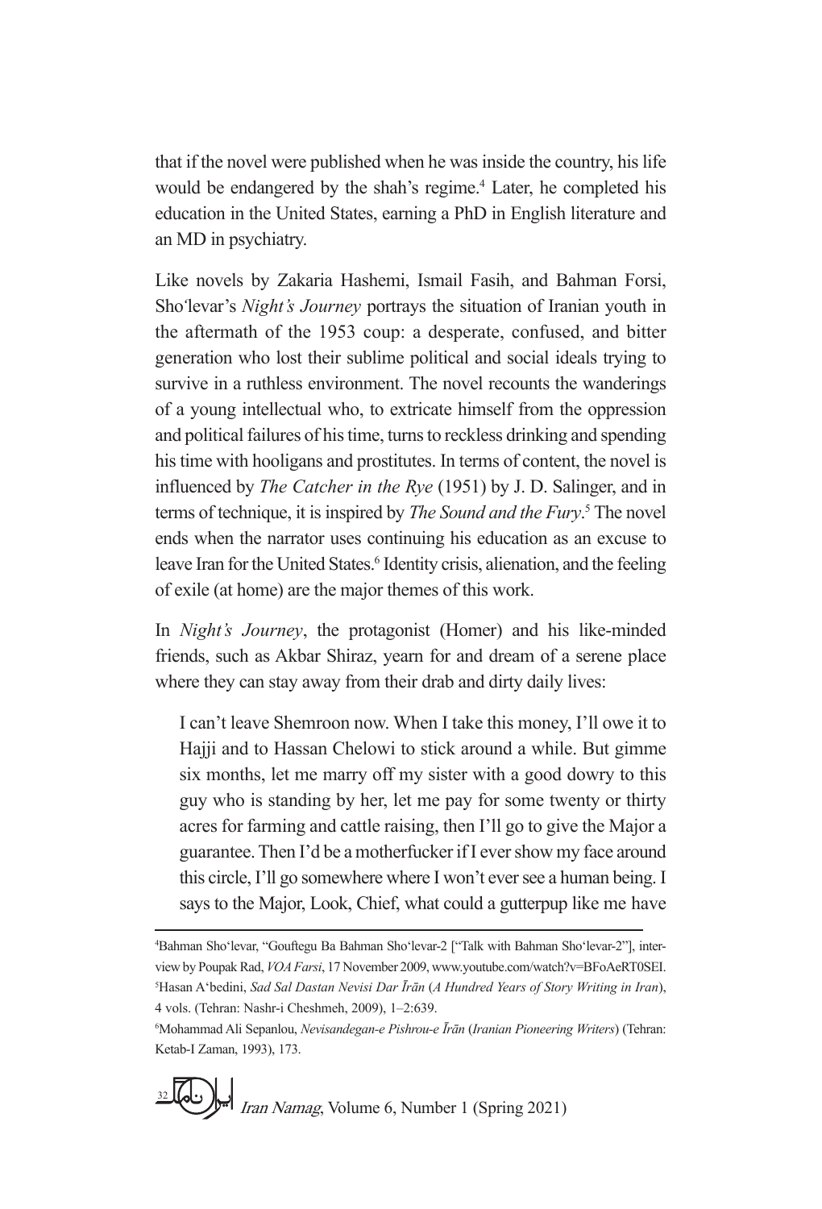that if the novel were published when he was inside the country, his life would be endangered by the shah's regime.[4] Later, he completed his education in the United States, earning a PhD in English literature and an MD in psychiatry.

Like novels by Zakaria Hashemi, Ismail Fasih, and Bahman Forsi, Sho'levar's *Night's Journey* portrays the situation of Iranian youth in the aftermath of the 1953 coup: a desperate, confused, and bitter generation who lost their sublime political and social ideals trying to survive in a ruthless environment. The novel recounts the wanderings of a young intellectual who, to extricate himself from the oppression and political failures of his time, turns to reckless drinking and spending his time with hooligans and prostitutes. In terms of content, the novel is influenced by *The Catcher in the Rye* (1951) by J. D. Salinger, and in terms of technique, it is inspired by *The Sound and the Fury*.[5] The novel ends when the narrator uses continuing his education as an excuse to leave Iran for the United States.[6] Identity crisis, alienation, and the feeling of exile (at home) are the major themes of this work.

In *Night's Journey*, the protagonist (Homer) and his like-minded friends, such as Akbar Shiraz, yearn for and dream of a serene place where they can stay away from their drab and dirty daily lives:

> I can't leave Shemroon now. When I take this money, I'll owe it to Hajji and to Hassan Chelowi to stick around a while. But gimme six months, let me marry off my sister with a good dowry to this guy who is standing by her, let me pay for some twenty or thirty acres for farming and cattle raising, then I'll go to give the Major a guarantee. Then I'd be a motherfucker if I ever show my face around this circle, I'll go somewhere where I won't ever see a human being. I says to the Major, Look, Chief, what could a gutterpup like me have

---

[4] Bahman Sho'levar, "Gouftegu Ba Bahman Sho'levar-2 ["Talk with Bahman Sho'levar-2"], interview by Poupak Rad, *VOA Farsi*, 17 November 2009, www.youtube.com/watch?v=BFoAeRT0SEI.

[5] Hasan A'bedini, *Sad Sal Dastan Nevisi Dar Īrān* (*A Hundred Years of Story Writing in Iran*), 4 vols. (Tehran: Nashr-i Cheshmeh, 2009), 1–2:639.

[6] Mohammad Ali Sepanlou, *Nevisandegan-e Pishrou-e Īrān* (*Iranian Pioneering Writers*) (Tehran: Ketab-I Zaman, 1993), 173.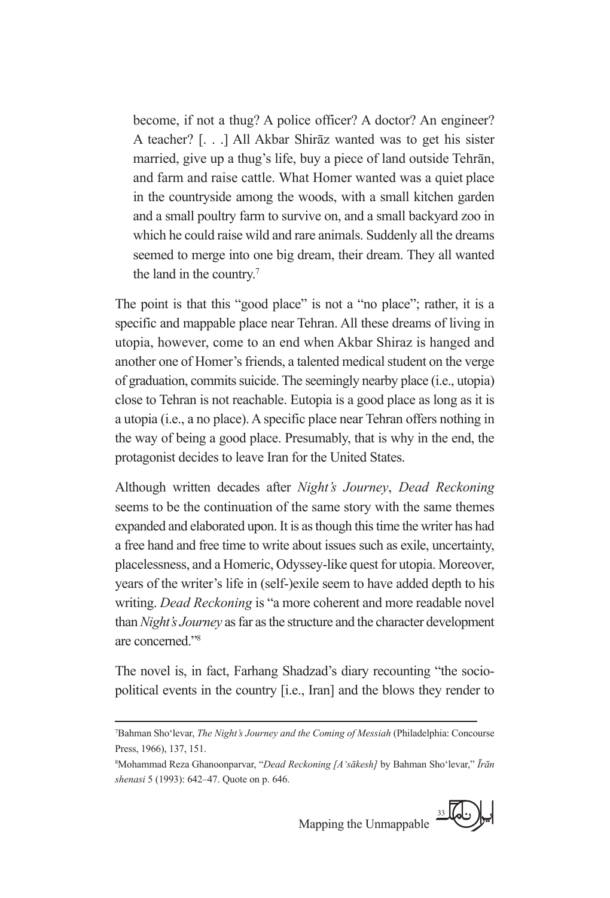> become, if not a thug? A police officer? A doctor? An engineer? A teacher? [. . .] All Akbar Shirāz wanted was to get his sister married, give up a thug's life, buy a piece of land outside Tehrān, and farm and raise cattle. What Homer wanted was a quiet place in the countryside among the woods, with a small kitchen garden and a small poultry farm to survive on, and a small backyard zoo in which he could raise wild and rare animals. Suddenly all the dreams seemed to merge into one big dream, their dream. They all wanted the land in the country.[7]

The point is that this "good place" is not a "no place"; rather, it is a specific and mappable place near Tehran. All these dreams of living in utopia, however, come to an end when Akbar Shiraz is hanged and another one of Homer's friends, a talented medical student on the verge of graduation, commits suicide. The seemingly nearby place (i.e., utopia) close to Tehran is not reachable. Eutopia is a good place as long as it is a utopia (i.e., a no place). A specific place near Tehran offers nothing in the way of being a good place. Presumably, that is why in the end, the protagonist decides to leave Iran for the United States.

Although written decades after *Night's Journey*, *Dead Reckoning* seems to be the continuation of the same story with the same themes expanded and elaborated upon. It is as though this time the writer has had a free hand and free time to write about issues such as exile, uncertainty, placelessness, and a Homeric, Odyssey-like quest for utopia. Moreover, years of the writer's life in (self-)exile seem to have added depth to his writing. *Dead Reckoning* is "a more coherent and more readable novel than *Night's Journey* as far as the structure and the character development are concerned."[8]

The novel is, in fact, Farhang Shadzad's diary recounting "the socio-political events in the country [i.e., Iran] and the blows they render to

---

[7]Bahman Sho'levar, *The Night's Journey and the Coming of Messiah* (Philadelphia: Concourse Press, 1966), 137, 151.

[8]Mohammad Reza Ghanoonparvar, "*Dead Reckoning [A'sākesh]* by Bahman Sho'levar," *Īrān shenasi* 5 (1993): 642–47. Quote on p. 646.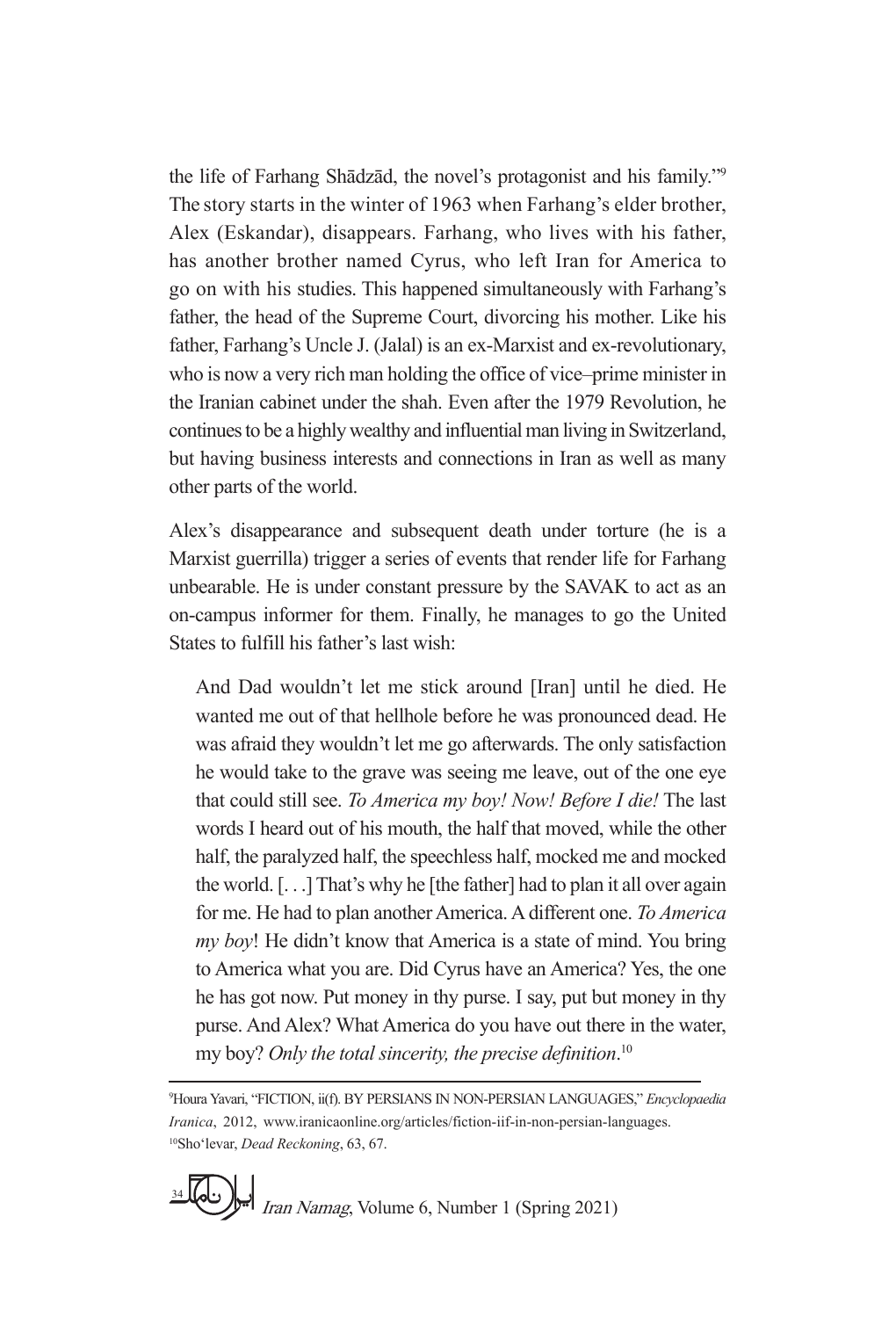the life of Farhang Shādzād, the novel's protagonist and his family."[9] The story starts in the winter of 1963 when Farhang's elder brother, Alex (Eskandar), disappears. Farhang, who lives with his father, has another brother named Cyrus, who left Iran for America to go on with his studies. This happened simultaneously with Farhang's father, the head of the Supreme Court, divorcing his mother. Like his father, Farhang's Uncle J. (Jalal) is an ex-Marxist and ex-revolutionary, who is now a very rich man holding the office of vice–prime minister in the Iranian cabinet under the shah. Even after the 1979 Revolution, he continues to be a highly wealthy and influential man living in Switzerland, but having business interests and connections in Iran as well as many other parts of the world.

Alex's disappearance and subsequent death under torture (he is a Marxist guerrilla) trigger a series of events that render life for Farhang unbearable. He is under constant pressure by the SAVAK to act as an on-campus informer for them. Finally, he manages to go the United States to fulfill his father's last wish:

> And Dad wouldn't let me stick around [Iran] until he died. He wanted me out of that hellhole before he was pronounced dead. He was afraid they wouldn't let me go afterwards. The only satisfaction he would take to the grave was seeing me leave, out of the one eye that could still see. *To America my boy! Now! Before I die!* The last words I heard out of his mouth, the half that moved, while the other half, the paralyzed half, the speechless half, mocked me and mocked the world. [. . .] That's why he [the father] had to plan it all over again for me. He had to plan another America. A different one. *To America my boy*! He didn't know that America is a state of mind. You bring to America what you are. Did Cyrus have an America? Yes, the one he has got now. Put money in thy purse. I say, put but money in thy purse. And Alex? What America do you have out there in the water, my boy? *Only the total sincerity, the precise definition*.[10]

---

[9] Houra Yavari, "FICTION, ii(f). BY PERSIANS IN NON-PERSIAN LANGUAGES," *Encyclopaedia Iranica*, 2012, www.iranicaonline.org/articles/fiction-iif-in-non-persian-languages.

[10] Sho'levar, *Dead Reckoning*, 63, 67.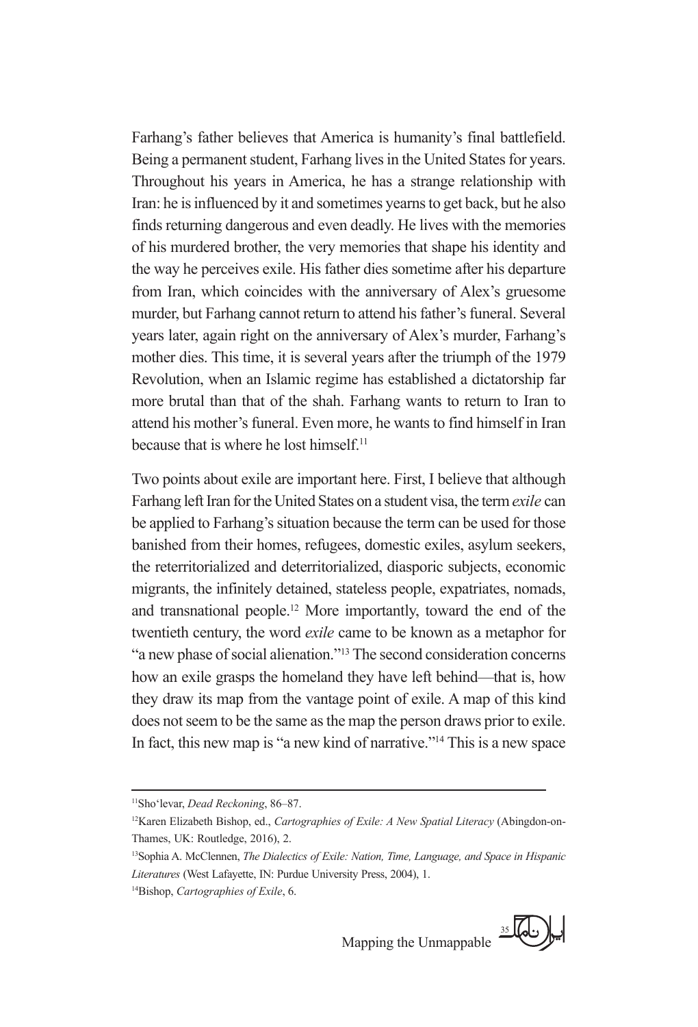Farhang's father believes that America is humanity's final battlefield. Being a permanent student, Farhang lives in the United States for years. Throughout his years in America, he has a strange relationship with Iran: he is influenced by it and sometimes yearns to get back, but he also finds returning dangerous and even deadly. He lives with the memories of his murdered brother, the very memories that shape his identity and the way he perceives exile. His father dies sometime after his departure from Iran, which coincides with the anniversary of Alex's gruesome murder, but Farhang cannot return to attend his father's funeral. Several years later, again right on the anniversary of Alex's murder, Farhang's mother dies. This time, it is several years after the triumph of the 1979 Revolution, when an Islamic regime has established a dictatorship far more brutal than that of the shah. Farhang wants to return to Iran to attend his mother's funeral. Even more, he wants to find himself in Iran because that is where he lost himself.[11]

Two points about exile are important here. First, I believe that although Farhang left Iran for the United States on a student visa, the term *exile* can be applied to Farhang's situation because the term can be used for those banished from their homes, refugees, domestic exiles, asylum seekers, the reterritorialized and deterritorialized, diasporic subjects, economic migrants, the infinitely detained, stateless people, expatriates, nomads, and transnational people.[12] More importantly, toward the end of the twentieth century, the word *exile* came to be known as a metaphor for "a new phase of social alienation."[13] The second consideration concerns how an exile grasps the homeland they have left behind—that is, how they draw its map from the vantage point of exile. A map of this kind does not seem to be the same as the map the person draws prior to exile. In fact, this new map is "a new kind of narrative."[14] This is a new space

---

[11] Sho'levar, *Dead Reckoning*, 86–87.

[12] Karen Elizabeth Bishop, ed., *Cartographies of Exile: A New Spatial Literacy* (Abingdon-on-Thames, UK: Routledge, 2016), 2.

[13] Sophia A. McClennen, *The Dialectics of Exile: Nation, Time, Language, and Space in Hispanic Literatures* (West Lafayette, IN: Purdue University Press, 2004), 1.

[14] Bishop, *Cartographies of Exile*, 6.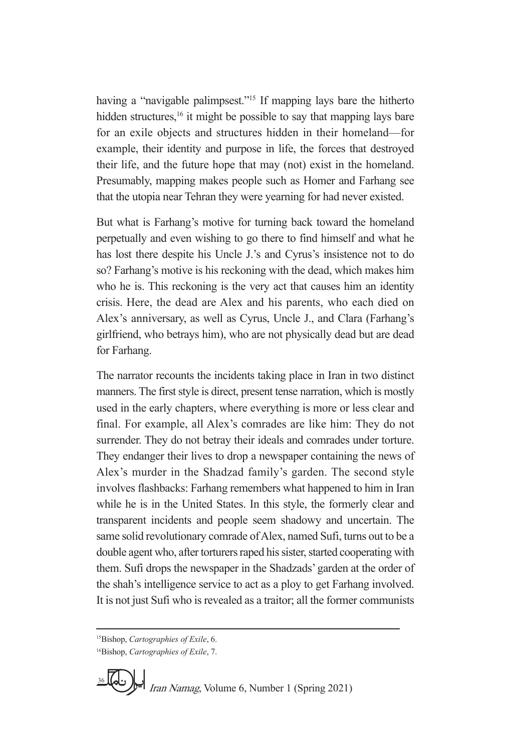having a "navigable palimpsest."[15] If mapping lays bare the hitherto hidden structures,[16] it might be possible to say that mapping lays bare for an exile objects and structures hidden in their homeland—for example, their identity and purpose in life, the forces that destroyed their life, and the future hope that may (not) exist in the homeland. Presumably, mapping makes people such as Homer and Farhang see that the utopia near Tehran they were yearning for had never existed.

But what is Farhang's motive for turning back toward the homeland perpetually and even wishing to go there to find himself and what he has lost there despite his Uncle J.'s and Cyrus's insistence not to do so? Farhang's motive is his reckoning with the dead, which makes him who he is. This reckoning is the very act that causes him an identity crisis. Here, the dead are Alex and his parents, who each died on Alex's anniversary, as well as Cyrus, Uncle J., and Clara (Farhang's girlfriend, who betrays him), who are not physically dead but are dead for Farhang.

The narrator recounts the incidents taking place in Iran in two distinct manners. The first style is direct, present tense narration, which is mostly used in the early chapters, where everything is more or less clear and final. For example, all Alex's comrades are like him: They do not surrender. They do not betray their ideals and comrades under torture. They endanger their lives to drop a newspaper containing the news of Alex's murder in the Shadzad family's garden. The second style involves flashbacks: Farhang remembers what happened to him in Iran while he is in the United States. In this style, the formerly clear and transparent incidents and people seem shadowy and uncertain. The same solid revolutionary comrade of Alex, named Sufi, turns out to be a double agent who, after torturers raped his sister, started cooperating with them. Sufi drops the newspaper in the Shadzads' garden at the order of the shah's intelligence service to act as a ploy to get Farhang involved. It is not just Sufi who is revealed as a traitor; all the former communists

---

[15]Bishop, *Cartographies of Exile*, 6.

[16]Bishop, *Cartographies of Exile*, 7.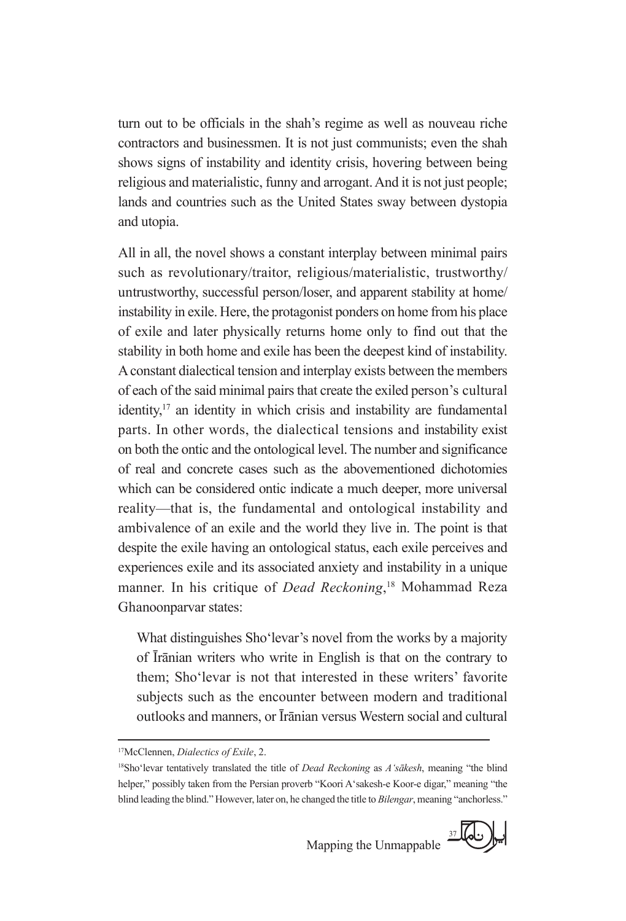turn out to be officials in the shah's regime as well as nouveau riche contractors and businessmen. It is not just communists; even the shah shows signs of instability and identity crisis, hovering between being religious and materialistic, funny and arrogant. And it is not just people; lands and countries such as the United States sway between dystopia and utopia.

All in all, the novel shows a constant interplay between minimal pairs such as revolutionary/traitor, religious/materialistic, trustworthy/untrustworthy, successful person/loser, and apparent stability at home/instability in exile. Here, the protagonist ponders on home from his place of exile and later physically returns home only to find out that the stability in both home and exile has been the deepest kind of instability. A constant dialectical tension and interplay exists between the members of each of the said minimal pairs that create the exiled person's cultural identity,[17] an identity in which crisis and instability are fundamental parts. In other words, the dialectical tensions and instability exist on both the ontic and the ontological level. The number and significance of real and concrete cases such as the abovementioned dichotomies which can be considered ontic indicate a much deeper, more universal reality—that is, the fundamental and ontological instability and ambivalence of an exile and the world they live in. The point is that despite the exile having an ontological status, each exile perceives and experiences exile and its associated anxiety and instability in a unique manner. In his critique of *Dead Reckoning*,[18] Mohammad Reza Ghanoonparvar states:

> What distinguishes Sho'levar's novel from the works by a majority of Īrānian writers who write in English is that on the contrary to them; Sho'levar is not that interested in these writers' favorite subjects such as the encounter between modern and traditional outlooks and manners, or Īrānian versus Western social and cultural

---

[17] McClennen, *Dialectics of Exile*, 2.

[18] Sho'levar tentatively translated the title of *Dead Reckoning* as *A'sākesh*, meaning "the blind helper," possibly taken from the Persian proverb "Koori A'sakesh-e Koor-e digar," meaning "the blind leading the blind." However, later on, he changed the title to *Bilengar*, meaning "anchorless."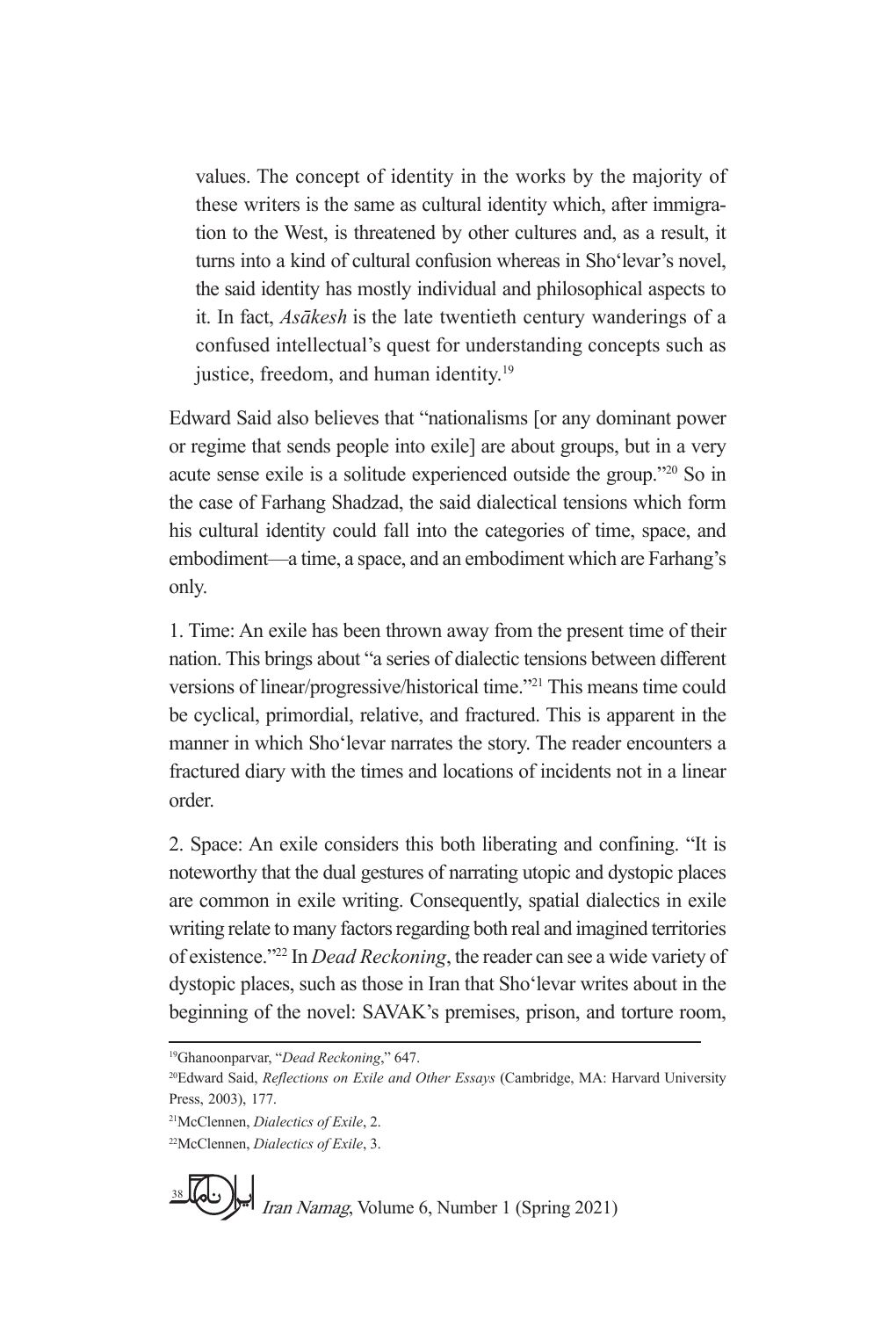values. The concept of identity in the works by the majority of these writers is the same as cultural identity which, after immigration to the West, is threatened by other cultures and, as a result, it turns into a kind of cultural confusion whereas in Sho'levar's novel, the said identity has mostly individual and philosophical aspects to it. In fact, *Asākesh* is the late twentieth century wanderings of a confused intellectual's quest for understanding concepts such as justice, freedom, and human identity.[19]

Edward Said also believes that "nationalisms [or any dominant power or regime that sends people into exile] are about groups, but in a very acute sense exile is a solitude experienced outside the group."[20] So in the case of Farhang Shadzad, the said dialectical tensions which form his cultural identity could fall into the categories of time, space, and embodiment—a time, a space, and an embodiment which are Farhang's only.

1. Time: An exile has been thrown away from the present time of their nation. This brings about "a series of dialectic tensions between different versions of linear/progressive/historical time."[21] This means time could be cyclical, primordial, relative, and fractured. This is apparent in the manner in which Sho'levar narrates the story. The reader encounters a fractured diary with the times and locations of incidents not in a linear order.

2. Space: An exile considers this both liberating and confining. "It is noteworthy that the dual gestures of narrating utopic and dystopic places are common in exile writing. Consequently, spatial dialectics in exile writing relate to many factors regarding both real and imagined territories of existence."[22] In *Dead Reckoning*, the reader can see a wide variety of dystopic places, such as those in Iran that Sho'levar writes about in the beginning of the novel: SAVAK's premises, prison, and torture room,

---

[19] Ghanoonparvar, "*Dead Reckoning*," 647.

[20] Edward Said, *Reflections on Exile and Other Essays* (Cambridge, MA: Harvard University Press, 2003), 177.

[21] McClennen, *Dialectics of Exile*, 2.

[22] McClennen, *Dialectics of Exile*, 3.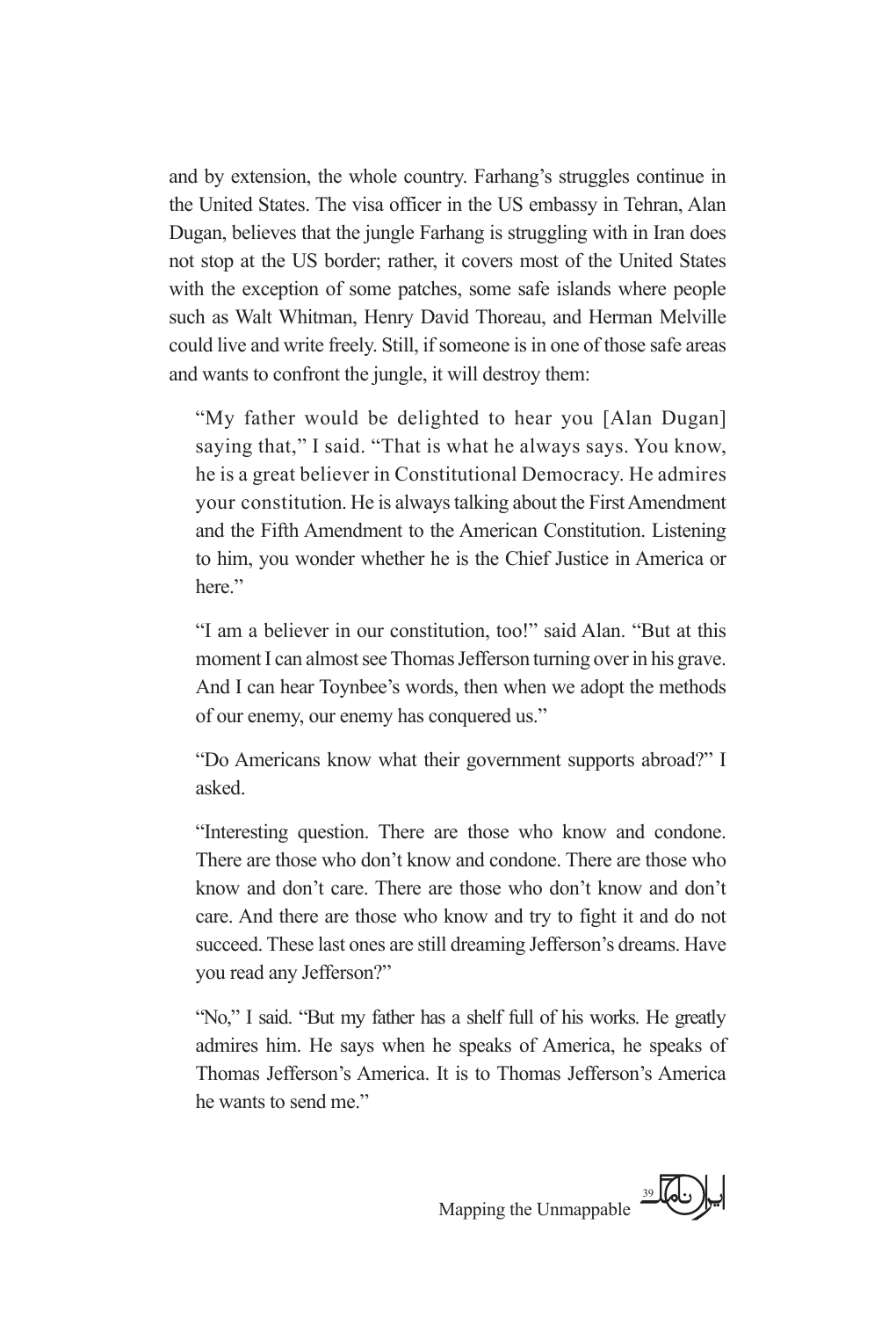and by extension, the whole country. Farhang's struggles continue in the United States. The visa officer in the US embassy in Tehran, Alan Dugan, believes that the jungle Farhang is struggling with in Iran does not stop at the US border; rather, it covers most of the United States with the exception of some patches, some safe islands where people such as Walt Whitman, Henry David Thoreau, and Herman Melville could live and write freely. Still, if someone is in one of those safe areas and wants to confront the jungle, it will destroy them:

> "My father would be delighted to hear you [Alan Dugan] saying that," I said. "That is what he always says. You know, he is a great believer in Constitutional Democracy. He admires your constitution. He is always talking about the First Amendment and the Fifth Amendment to the American Constitution. Listening to him, you wonder whether he is the Chief Justice in America or here."
>
> "I am a believer in our constitution, too!" said Alan. "But at this moment I can almost see Thomas Jefferson turning over in his grave. And I can hear Toynbee's words, then when we adopt the methods of our enemy, our enemy has conquered us."
>
> "Do Americans know what their government supports abroad?" I asked.
>
> "Interesting question. There are those who know and condone. There are those who don't know and condone. There are those who know and don't care. There are those who don't know and don't care. And there are those who know and try to fight it and do not succeed. These last ones are still dreaming Jefferson's dreams. Have you read any Jefferson?"
>
> "No," I said. "But my father has a shelf full of his works. He greatly admires him. He says when he speaks of America, he speaks of Thomas Jefferson's America. It is to Thomas Jefferson's America he wants to send me."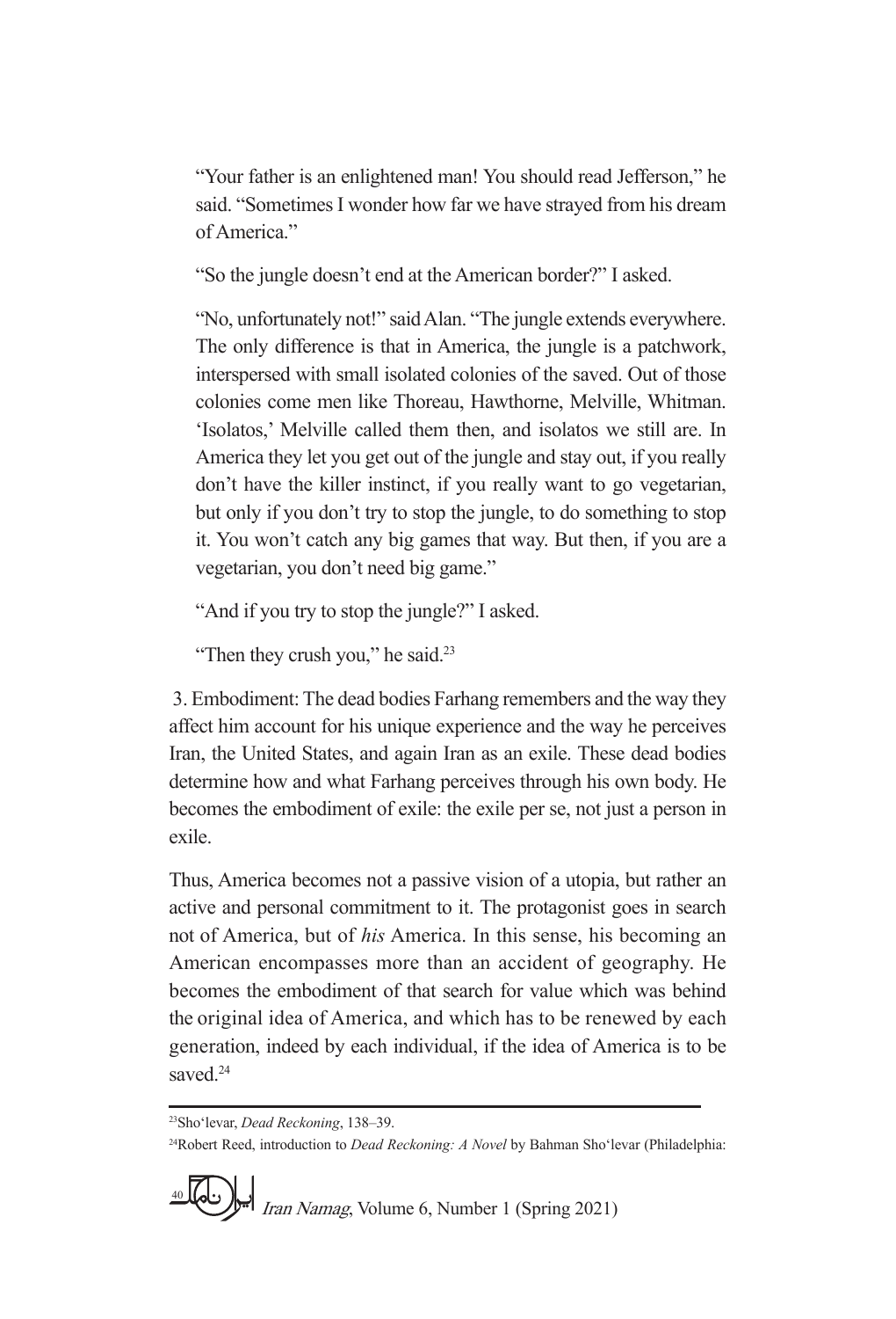"Your father is an enlightened man! You should read Jefferson," he said. "Sometimes I wonder how far we have strayed from his dream of America."

"So the jungle doesn't end at the American border?" I asked.

"No, unfortunately not!" said Alan. "The jungle extends everywhere. The only difference is that in America, the jungle is a patchwork, interspersed with small isolated colonies of the saved. Out of those colonies come men like Thoreau, Hawthorne, Melville, Whitman. 'Isolatos,' Melville called them then, and isolatos we still are. In America they let you get out of the jungle and stay out, if you really don't have the killer instinct, if you really want to go vegetarian, but only if you don't try to stop the jungle, to do something to stop it. You won't catch any big games that way. But then, if you are a vegetarian, you don't need big game."

"And if you try to stop the jungle?" I asked.

"Then they crush you," he said.[23]

3. Embodiment: The dead bodies Farhang remembers and the way they affect him account for his unique experience and the way he perceives Iran, the United States, and again Iran as an exile. These dead bodies determine how and what Farhang perceives through his own body. He becomes the embodiment of exile: the exile per se, not just a person in exile.

Thus, America becomes not a passive vision of a utopia, but rather an active and personal commitment to it. The protagonist goes in search not of America, but of *his* America. In this sense, his becoming an American encompasses more than an accident of geography. He becomes the embodiment of that search for value which was behind the original idea of America, and which has to be renewed by each generation, indeed by each individual, if the idea of America is to be saved.[24]

---

[23] Sho'levar, *Dead Reckoning*, 138–39.

[24] Robert Reed, introduction to *Dead Reckoning: A Novel* by Bahman Sho'levar (Philadelphia: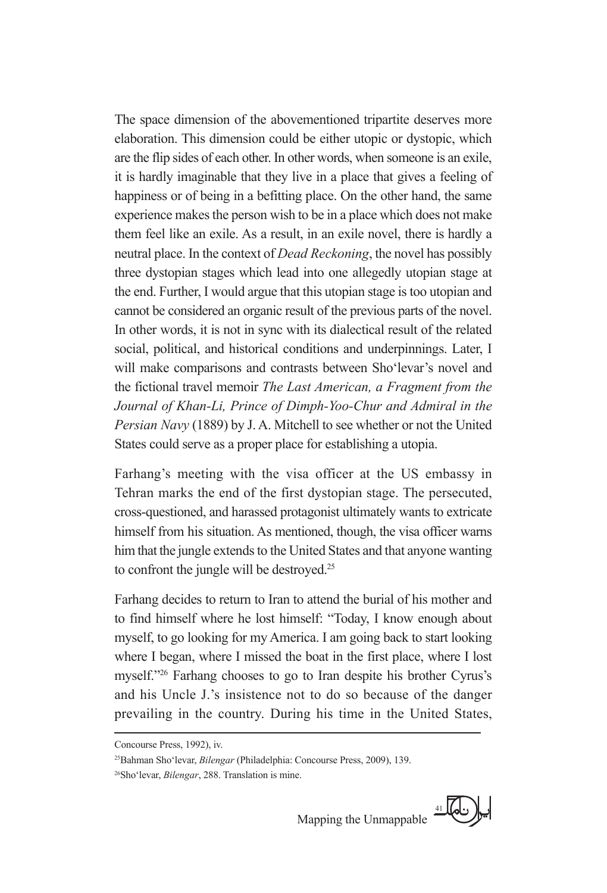The space dimension of the abovementioned tripartite deserves more elaboration. This dimension could be either utopic or dystopic, which are the flip sides of each other. In other words, when someone is an exile, it is hardly imaginable that they live in a place that gives a feeling of happiness or of being in a befitting place. On the other hand, the same experience makes the person wish to be in a place which does not make them feel like an exile. As a result, in an exile novel, there is hardly a neutral place. In the context of *Dead Reckoning*, the novel has possibly three dystopian stages which lead into one allegedly utopian stage at the end. Further, I would argue that this utopian stage is too utopian and cannot be considered an organic result of the previous parts of the novel. In other words, it is not in sync with its dialectical result of the related social, political, and historical conditions and underpinnings. Later, I will make comparisons and contrasts between Sho'levar's novel and the fictional travel memoir *The Last American, a Fragment from the Journal of Khan-Li, Prince of Dimph-Yoo-Chur and Admiral in the Persian Navy* (1889) by J. A. Mitchell to see whether or not the United States could serve as a proper place for establishing a utopia.

Farhang's meeting with the visa officer at the US embassy in Tehran marks the end of the first dystopian stage. The persecuted, cross-questioned, and harassed protagonist ultimately wants to extricate himself from his situation. As mentioned, though, the visa officer warns him that the jungle extends to the United States and that anyone wanting to confront the jungle will be destroyed.[25]

Farhang decides to return to Iran to attend the burial of his mother and to find himself where he lost himself: "Today, I know enough about myself, to go looking for my America. I am going back to start looking where I began, where I missed the boat in the first place, where I lost myself."[26] Farhang chooses to go to Iran despite his brother Cyrus's and his Uncle J.'s insistence not to do so because of the danger prevailing in the country. During his time in the United States,

---

Concourse Press, 1992), iv.

[25]Bahman Sho'levar, *Bilengar* (Philadelphia: Concourse Press, 2009), 139.

[26]Sho'levar, *Bilengar*, 288. Translation is mine.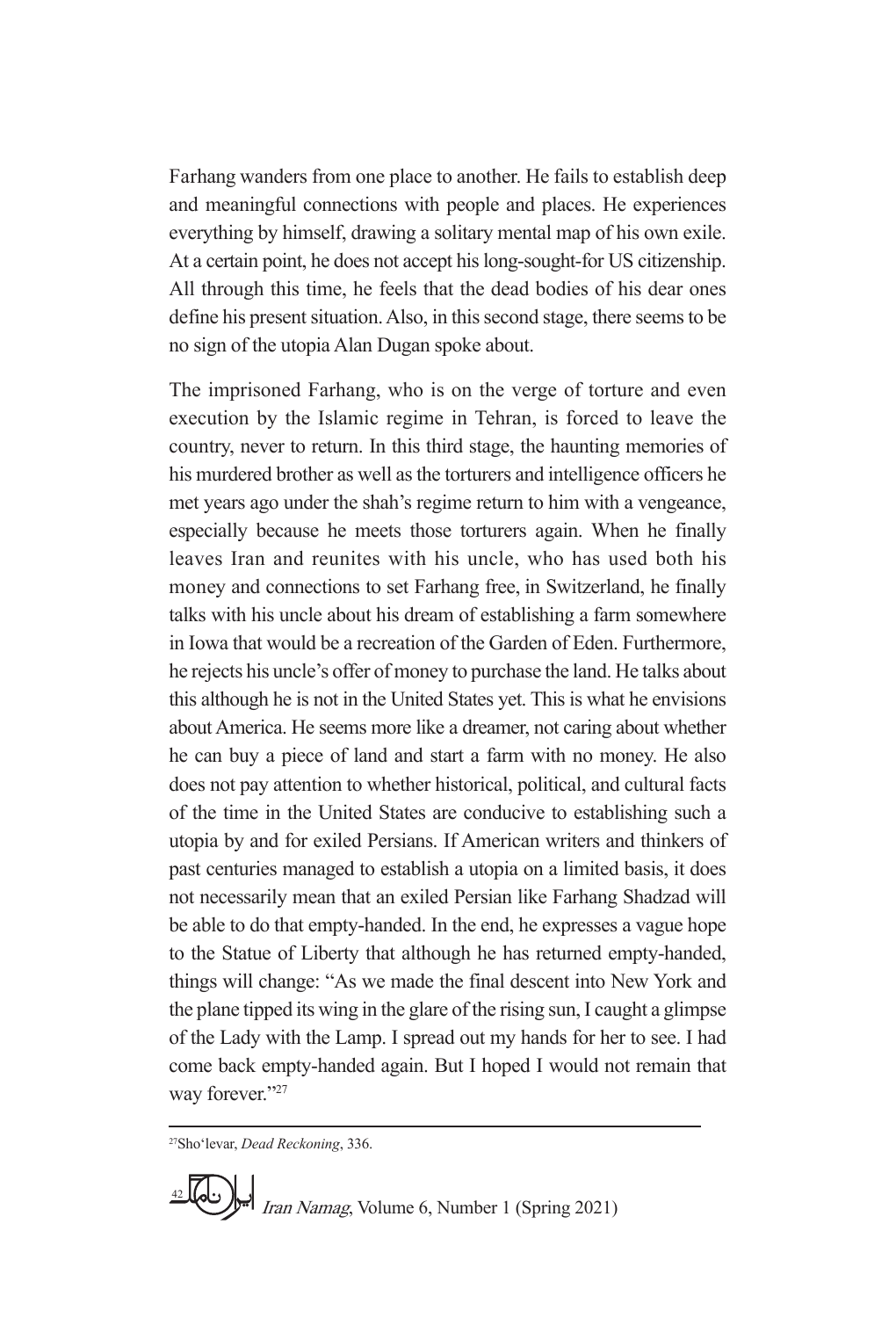Farhang wanders from one place to another. He fails to establish deep and meaningful connections with people and places. He experiences everything by himself, drawing a solitary mental map of his own exile. At a certain point, he does not accept his long-sought-for US citizenship. All through this time, he feels that the dead bodies of his dear ones define his present situation. Also, in this second stage, there seems to be no sign of the utopia Alan Dugan spoke about.

The imprisoned Farhang, who is on the verge of torture and even execution by the Islamic regime in Tehran, is forced to leave the country, never to return. In this third stage, the haunting memories of his murdered brother as well as the torturers and intelligence officers he met years ago under the shah's regime return to him with a vengeance, especially because he meets those torturers again. When he finally leaves Iran and reunites with his uncle, who has used both his money and connections to set Farhang free, in Switzerland, he finally talks with his uncle about his dream of establishing a farm somewhere in Iowa that would be a recreation of the Garden of Eden. Furthermore, he rejects his uncle's offer of money to purchase the land. He talks about this although he is not in the United States yet. This is what he envisions about America. He seems more like a dreamer, not caring about whether he can buy a piece of land and start a farm with no money. He also does not pay attention to whether historical, political, and cultural facts of the time in the United States are conducive to establishing such a utopia by and for exiled Persians. If American writers and thinkers of past centuries managed to establish a utopia on a limited basis, it does not necessarily mean that an exiled Persian like Farhang Shadzad will be able to do that empty-handed. In the end, he expresses a vague hope to the Statue of Liberty that although he has returned empty-handed, things will change: "As we made the final descent into New York and the plane tipped its wing in the glare of the rising sun, I caught a glimpse of the Lady with the Lamp. I spread out my hands for her to see. I had come back empty-handed again. But I hoped I would not remain that way forever."[27]

---

[27] Sho'levar, *Dead Reckoning*, 336.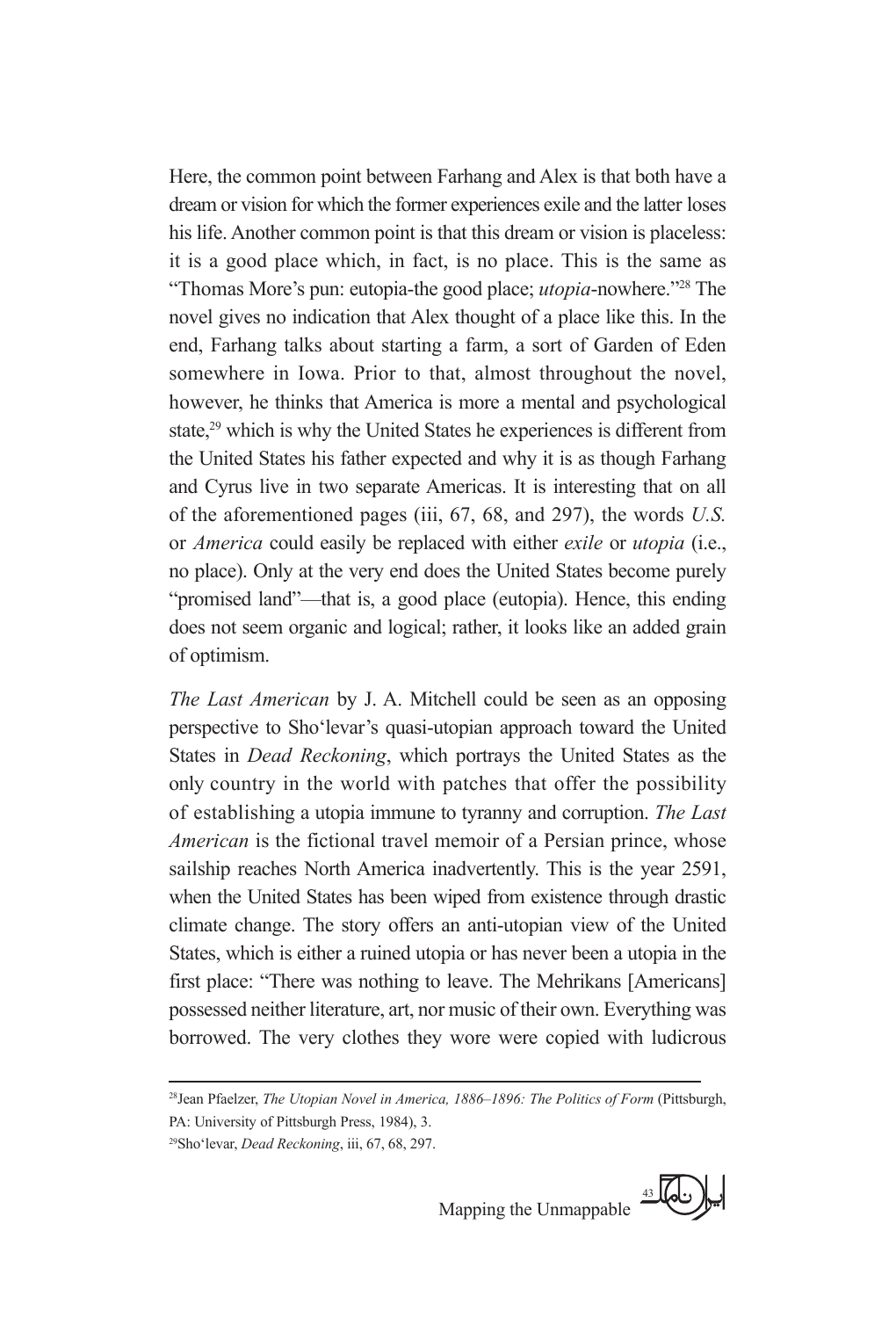Here, the common point between Farhang and Alex is that both have a dream or vision for which the former experiences exile and the latter loses his life. Another common point is that this dream or vision is placeless: it is a good place which, in fact, is no place. This is the same as "Thomas More's pun: eutopia-the good place; *utopia*-nowhere."[28] The novel gives no indication that Alex thought of a place like this. In the end, Farhang talks about starting a farm, a sort of Garden of Eden somewhere in Iowa. Prior to that, almost throughout the novel, however, he thinks that America is more a mental and psychological state,[29] which is why the United States he experiences is different from the United States his father expected and why it is as though Farhang and Cyrus live in two separate Americas. It is interesting that on all of the aforementioned pages (iii, 67, 68, and 297), the words *U.S.* or *America* could easily be replaced with either *exile* or *utopia* (i.e., no place). Only at the very end does the United States become purely "promised land"—that is, a good place (eutopia). Hence, this ending does not seem organic and logical; rather, it looks like an added grain of optimism.

*The Last American* by J. A. Mitchell could be seen as an opposing perspective to Sho'levar's quasi-utopian approach toward the United States in *Dead Reckoning*, which portrays the United States as the only country in the world with patches that offer the possibility of establishing a utopia immune to tyranny and corruption. *The Last American* is the fictional travel memoir of a Persian prince, whose sailship reaches North America inadvertently. This is the year 2591, when the United States has been wiped from existence through drastic climate change. The story offers an anti-utopian view of the United States, which is either a ruined utopia or has never been a utopia in the first place: "There was nothing to leave. The Mehrikans [Americans] possessed neither literature, art, nor music of their own. Everything was borrowed. The very clothes they wore were copied with ludicrous

---

[28] Jean Pfaelzer, *The Utopian Novel in America, 1886–1896: The Politics of Form* (Pittsburgh, PA: University of Pittsburgh Press, 1984), 3.

[29] Sho'levar, *Dead Reckoning*, iii, 67, 68, 297.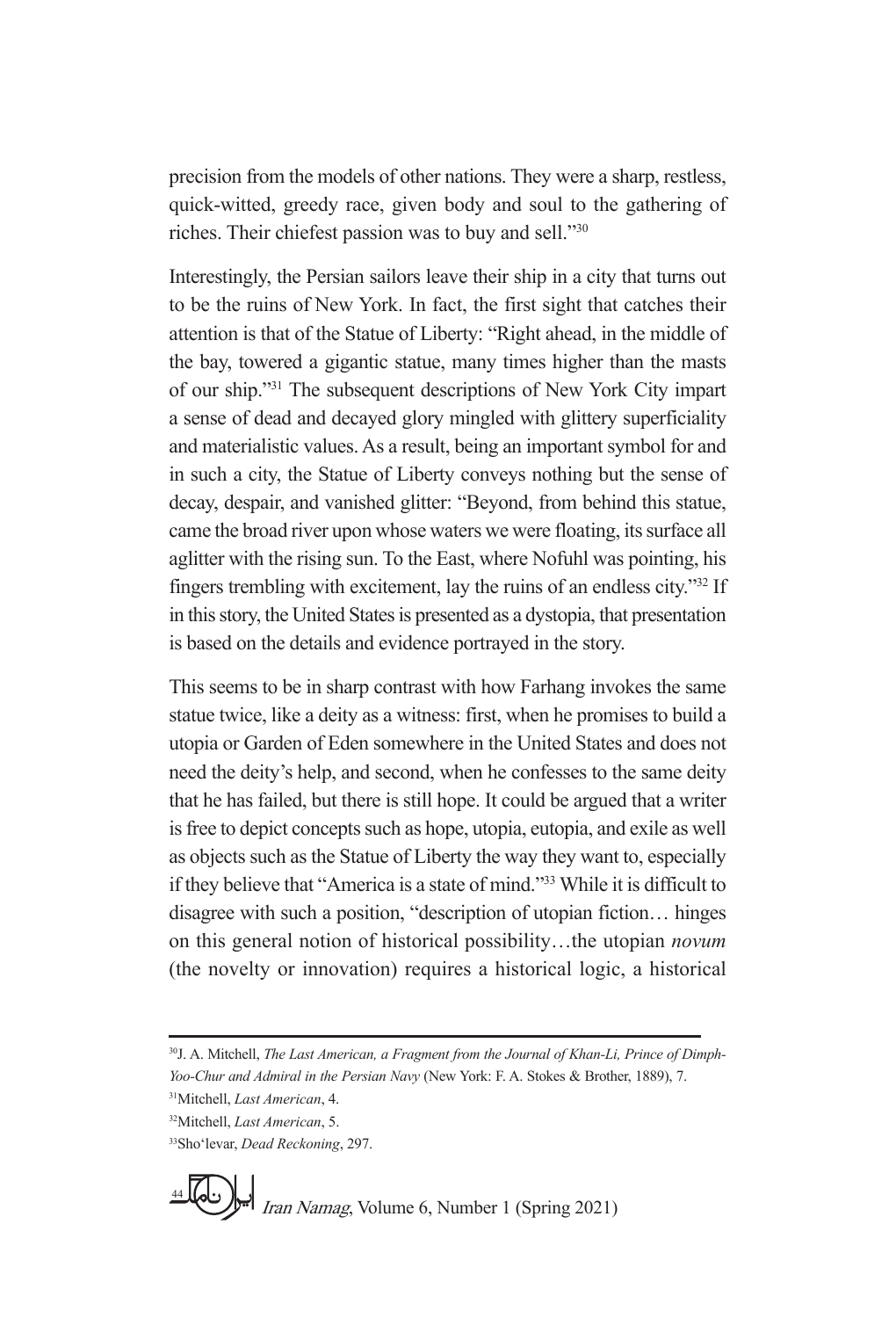precision from the models of other nations. They were a sharp, restless, quick-witted, greedy race, given body and soul to the gathering of riches. Their chiefest passion was to buy and sell."[30]

Interestingly, the Persian sailors leave their ship in a city that turns out to be the ruins of New York. In fact, the first sight that catches their attention is that of the Statue of Liberty: "Right ahead, in the middle of the bay, towered a gigantic statue, many times higher than the masts of our ship."[31] The subsequent descriptions of New York City impart a sense of dead and decayed glory mingled with glittery superficiality and materialistic values. As a result, being an important symbol for and in such a city, the Statue of Liberty conveys nothing but the sense of decay, despair, and vanished glitter: "Beyond, from behind this statue, came the broad river upon whose waters we were floating, its surface all aglitter with the rising sun. To the East, where Nofuhl was pointing, his fingers trembling with excitement, lay the ruins of an endless city."[32] If in this story, the United States is presented as a dystopia, that presentation is based on the details and evidence portrayed in the story.

This seems to be in sharp contrast with how Farhang invokes the same statue twice, like a deity as a witness: first, when he promises to build a utopia or Garden of Eden somewhere in the United States and does not need the deity's help, and second, when he confesses to the same deity that he has failed, but there is still hope. It could be argued that a writer is free to depict concepts such as hope, utopia, eutopia, and exile as well as objects such as the Statue of Liberty the way they want to, especially if they believe that "America is a state of mind."[33] While it is difficult to disagree with such a position, "description of utopian fiction… hinges on this general notion of historical possibility…the utopian *novum* (the novelty or innovation) requires a historical logic, a historical

---

[30] J. A. Mitchell, *The Last American, a Fragment from the Journal of Khan-Li, Prince of Dimph-Yoo-Chur and Admiral in the Persian Navy* (New York: F. A. Stokes & Brother, 1889), 7.

[31] Mitchell, *Last American*, 4.

[32] Mitchell, *Last American*, 5.

[33] Sho'levar, *Dead Reckoning*, 297.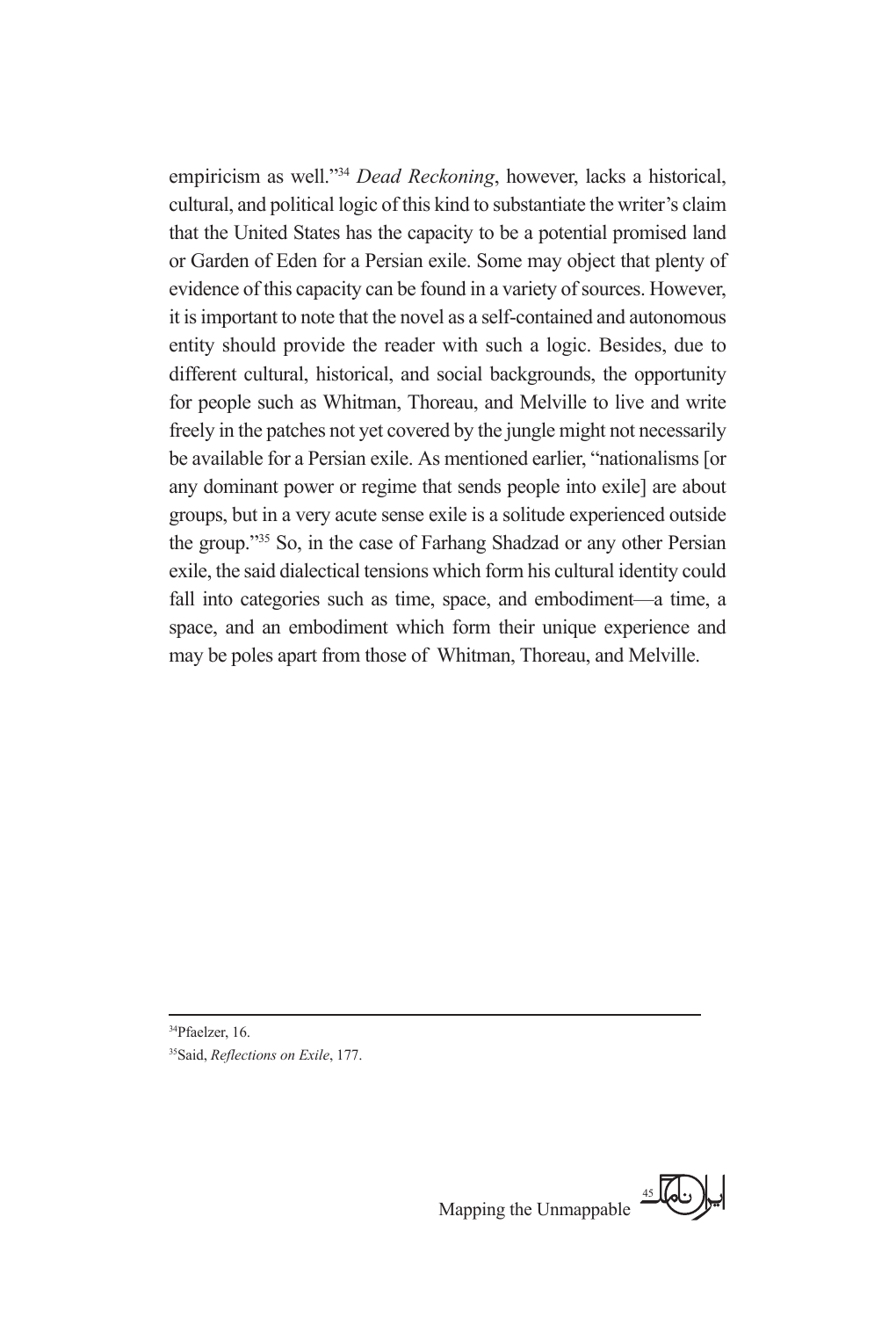empiricism as well."[34] *Dead Reckoning*, however, lacks a historical, cultural, and political logic of this kind to substantiate the writer's claim that the United States has the capacity to be a potential promised land or Garden of Eden for a Persian exile. Some may object that plenty of evidence of this capacity can be found in a variety of sources. However, it is important to note that the novel as a self-contained and autonomous entity should provide the reader with such a logic. Besides, due to different cultural, historical, and social backgrounds, the opportunity for people such as Whitman, Thoreau, and Melville to live and write freely in the patches not yet covered by the jungle might not necessarily be available for a Persian exile. As mentioned earlier, "nationalisms [or any dominant power or regime that sends people into exile] are about groups, but in a very acute sense exile is a solitude experienced outside the group."[35] So, in the case of Farhang Shadzad or any other Persian exile, the said dialectical tensions which form his cultural identity could fall into categories such as time, space, and embodiment—a time, a space, and an embodiment which form their unique experience and may be poles apart from those of Whitman, Thoreau, and Melville.

---

[34] Pfaelzer, 16.

[35] Said, *Reflections on Exile*, 177.